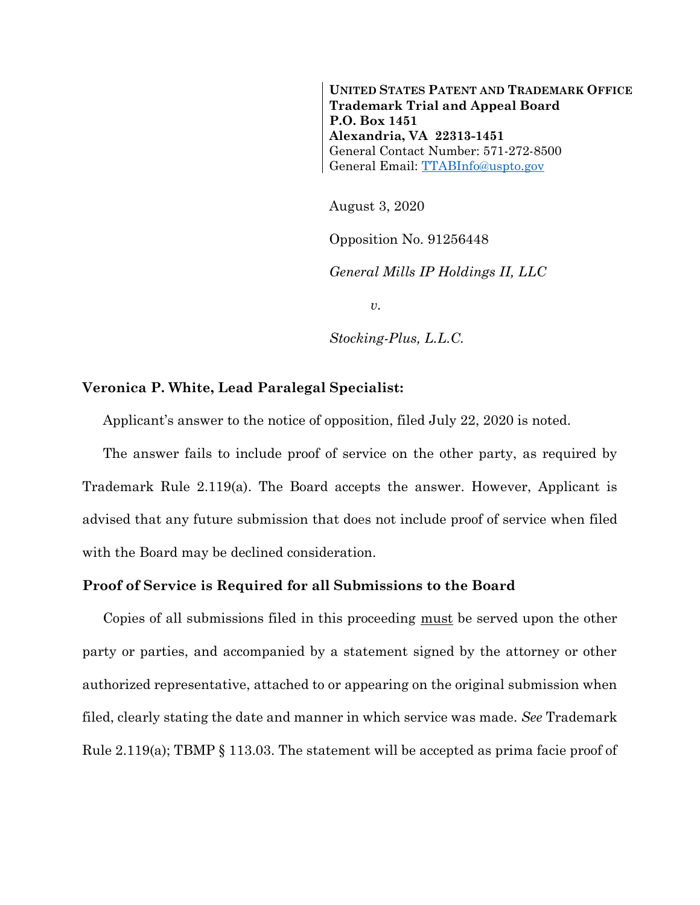**UNITED STATES PATENT AND TRADEMARK OFFICE**
**Trademark Trial and Appeal Board**
**P.O. Box 1451**
**Alexandria, VA 22313-1451**
General Contact Number: 571-272-8500
General Email: TTABInfo@uspto.gov

August 3, 2020

Opposition No. 91256448

*General Mills IP Holdings II, LLC*

*v.*

*Stocking-Plus, L.L.C.*

**Veronica P. White, Lead Paralegal Specialist:**

Applicant's answer to the notice of opposition, filed July 22, 2020 is noted.

The answer fails to include proof of service on the other party, as required by Trademark Rule 2.119(a). The Board accepts the answer. However, Applicant is advised that any future submission that does not include proof of service when filed with the Board may be declined consideration.

**Proof of Service is Required for all Submissions to the Board**

Copies of all submissions filed in this proceeding <u>must</u> be served upon the other party or parties, and accompanied by a statement signed by the attorney or other authorized representative, attached to or appearing on the original submission when filed, clearly stating the date and manner in which service was made. *See* Trademark Rule 2.119(a); TBMP § 113.03. The statement will be accepted as prima facie proof of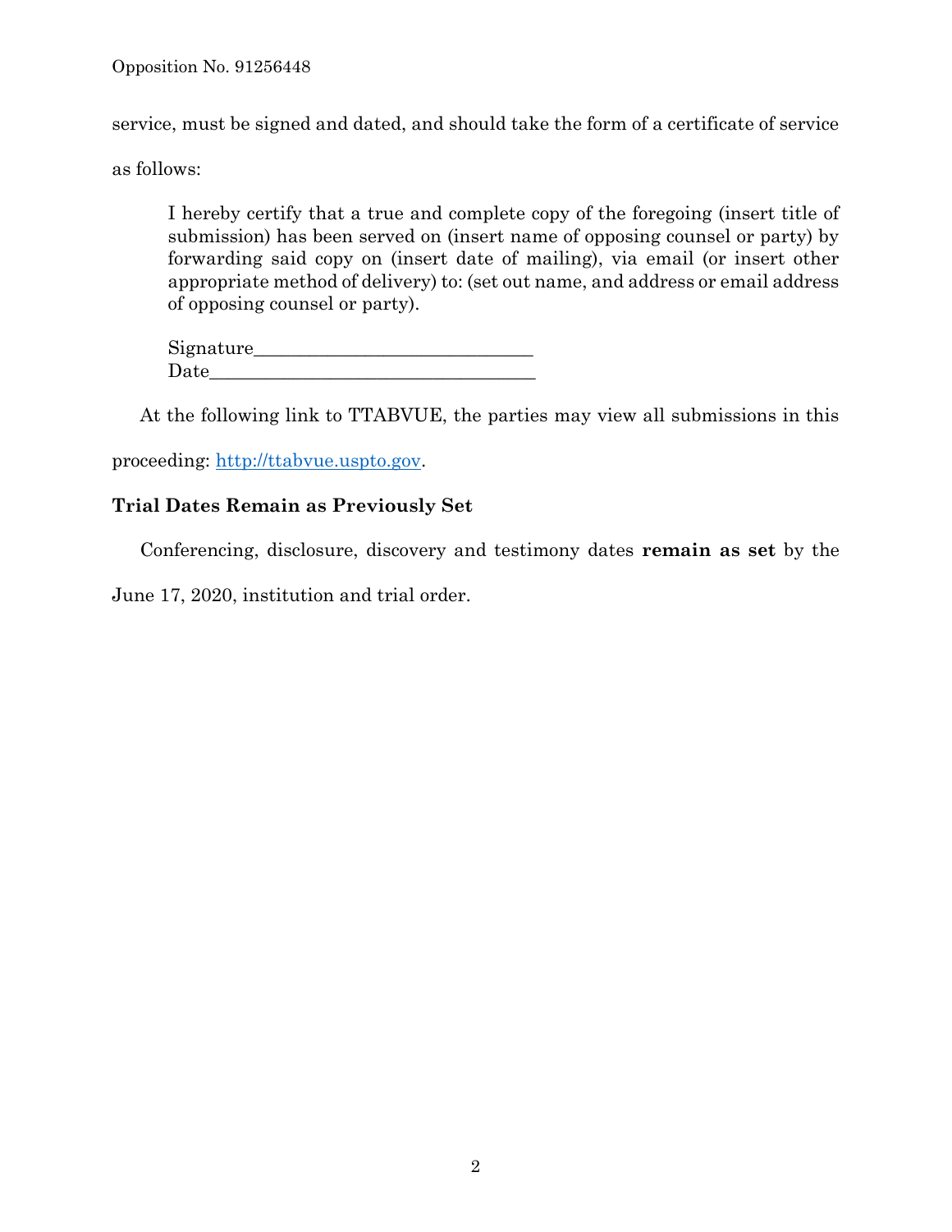service, must be signed and dated, and should take the form of a certificate of service as follows:

> I hereby certify that a true and complete copy of the foregoing (insert title of submission) has been served on (insert name of opposing counsel or party) by forwarding said copy on (insert date of mailing), via email (or insert other appropriate method of delivery) to: (set out name, and address or email address of opposing counsel or party).
>
> Signature______________________________
> Date__________________________________

At the following link to TTABVUE, the parties may view all submissions in this proceeding: http://ttabvue.uspto.gov.

**Trial Dates Remain as Previously Set**

Conferencing, disclosure, discovery and testimony dates **remain as set** by the June 17, 2020, institution and trial order.